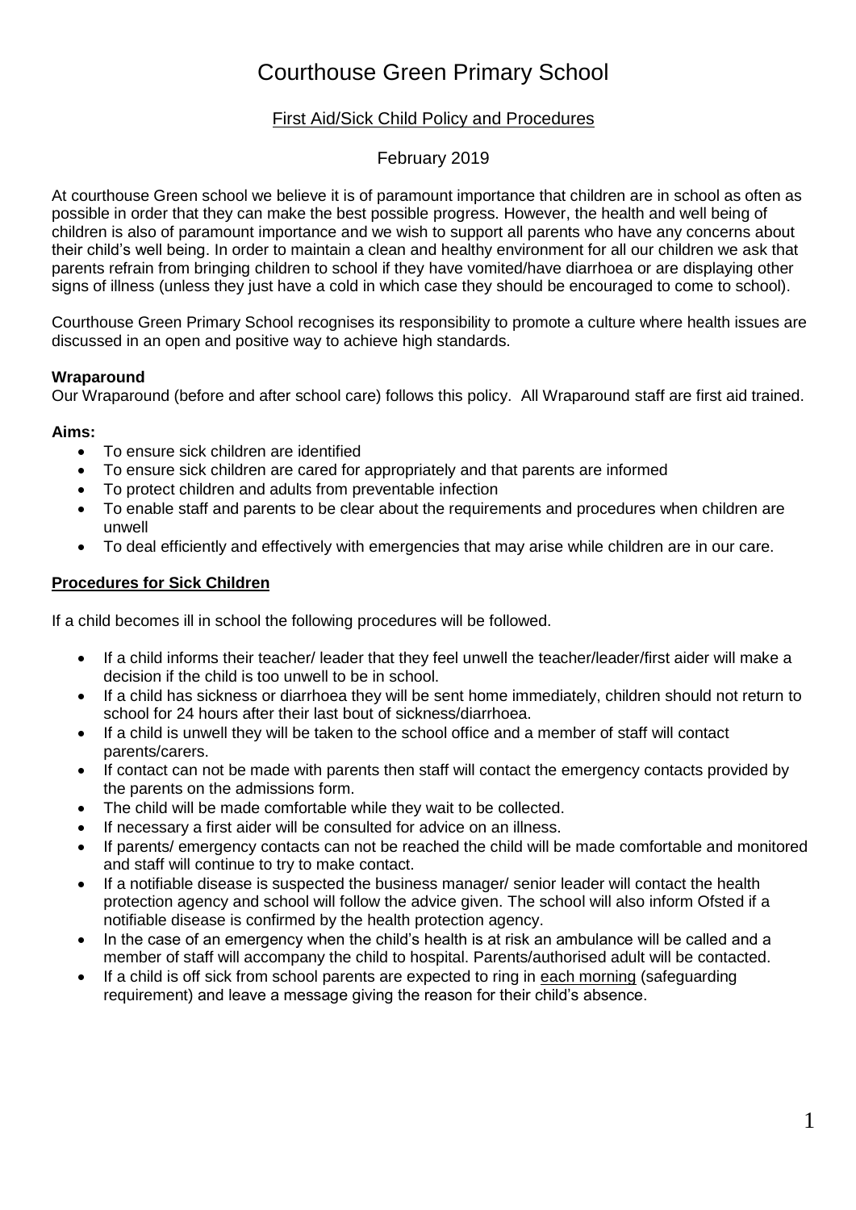# Courthouse Green Primary School

## First Aid/Sick Child Policy and Procedures

February 2019

At courthouse Green school we believe it is of paramount importance that children are in school as often as possible in order that they can make the best possible progress. However, the health and well being of children is also of paramount importance and we wish to support all parents who have any concerns about their child's well being. In order to maintain a clean and healthy environment for all our children we ask that parents refrain from bringing children to school if they have vomited/have diarrhoea or are displaying other signs of illness (unless they just have a cold in which case they should be encouraged to come to school).

Courthouse Green Primary School recognises its responsibility to promote a culture where health issues are discussed in an open and positive way to achieve high standards.

**Wraparound**
Our Wraparound (before and after school care) follows this policy. All Wraparound staff are first aid trained.

**Aims:**

- To ensure sick children are identified
- To ensure sick children are cared for appropriately and that parents are informed
- To protect children and adults from preventable infection
- To enable staff and parents to be clear about the requirements and procedures when children are unwell
- To deal efficiently and effectively with emergencies that may arise while children are in our care.

### Procedures for Sick Children

If a child becomes ill in school the following procedures will be followed.

- If a child informs their teacher/ leader that they feel unwell the teacher/leader/first aider will make a decision if the child is too unwell to be in school.
- If a child has sickness or diarrhoea they will be sent home immediately, children should not return to school for 24 hours after their last bout of sickness/diarrhoea.
- If a child is unwell they will be taken to the school office and a member of staff will contact parents/carers.
- If contact can not be made with parents then staff will contact the emergency contacts provided by the parents on the admissions form.
- The child will be made comfortable while they wait to be collected.
- If necessary a first aider will be consulted for advice on an illness.
- If parents/ emergency contacts can not be reached the child will be made comfortable and monitored and staff will continue to try to make contact.
- If a notifiable disease is suspected the business manager/ senior leader will contact the health protection agency and school will follow the advice given. The school will also inform Ofsted if a notifiable disease is confirmed by the health protection agency.
- In the case of an emergency when the child's health is at risk an ambulance will be called and a member of staff will accompany the child to hospital. Parents/authorised adult will be contacted.
- If a child is off sick from school parents are expected to ring in each morning (safeguarding requirement) and leave a message giving the reason for their child's absence.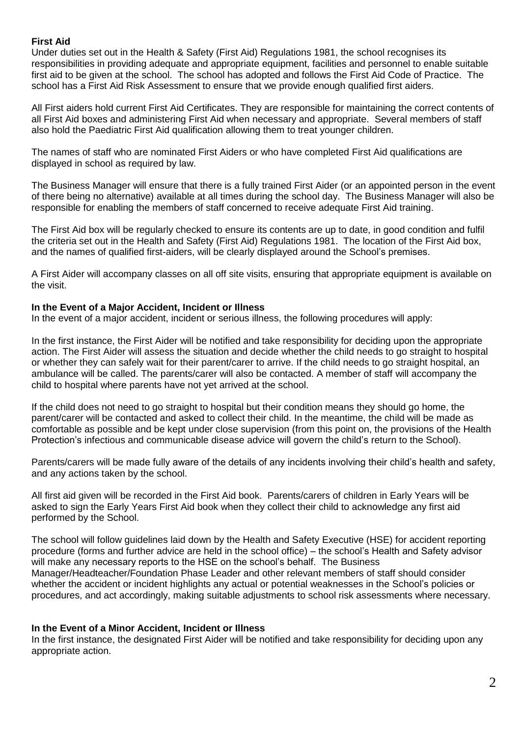**First Aid**

Under duties set out in the Health & Safety (First Aid) Regulations 1981, the school recognises its responsibilities in providing adequate and appropriate equipment, facilities and personnel to enable suitable first aid to be given at the school. The school has adopted and follows the First Aid Code of Practice. The school has a First Aid Risk Assessment to ensure that we provide enough qualified first aiders.

All First aiders hold current First Aid Certificates. They are responsible for maintaining the correct contents of all First Aid boxes and administering First Aid when necessary and appropriate. Several members of staff also hold the Paediatric First Aid qualification allowing them to treat younger children.

The names of staff who are nominated First Aiders or who have completed First Aid qualifications are displayed in school as required by law.

The Business Manager will ensure that there is a fully trained First Aider (or an appointed person in the event of there being no alternative) available at all times during the school day. The Business Manager will also be responsible for enabling the members of staff concerned to receive adequate First Aid training.

The First Aid box will be regularly checked to ensure its contents are up to date, in good condition and fulfil the criteria set out in the Health and Safety (First Aid) Regulations 1981. The location of the First Aid box, and the names of qualified first-aiders, will be clearly displayed around the School's premises.

A First Aider will accompany classes on all off site visits, ensuring that appropriate equipment is available on the visit.

**In the Event of a Major Accident, Incident or Illness**

In the event of a major accident, incident or serious illness, the following procedures will apply:

In the first instance, the First Aider will be notified and take responsibility for deciding upon the appropriate action. The First Aider will assess the situation and decide whether the child needs to go straight to hospital or whether they can safely wait for their parent/carer to arrive. If the child needs to go straight hospital, an ambulance will be called. The parents/carer will also be contacted. A member of staff will accompany the child to hospital where parents have not yet arrived at the school.

If the child does not need to go straight to hospital but their condition means they should go home, the parent/carer will be contacted and asked to collect their child. In the meantime, the child will be made as comfortable as possible and be kept under close supervision (from this point on, the provisions of the Health Protection's infectious and communicable disease advice will govern the child's return to the School).

Parents/carers will be made fully aware of the details of any incidents involving their child's health and safety, and any actions taken by the school.

All first aid given will be recorded in the First Aid book. Parents/carers of children in Early Years will be asked to sign the Early Years First Aid book when they collect their child to acknowledge any first aid performed by the School.

The school will follow guidelines laid down by the Health and Safety Executive (HSE) for accident reporting procedure (forms and further advice are held in the school office) – the school's Health and Safety advisor will make any necessary reports to the HSE on the school's behalf. The Business Manager/Headteacher/Foundation Phase Leader and other relevant members of staff should consider whether the accident or incident highlights any actual or potential weaknesses in the School's policies or procedures, and act accordingly, making suitable adjustments to school risk assessments where necessary.

**In the Event of a Minor Accident, Incident or Illness**

In the first instance, the designated First Aider will be notified and take responsibility for deciding upon any appropriate action.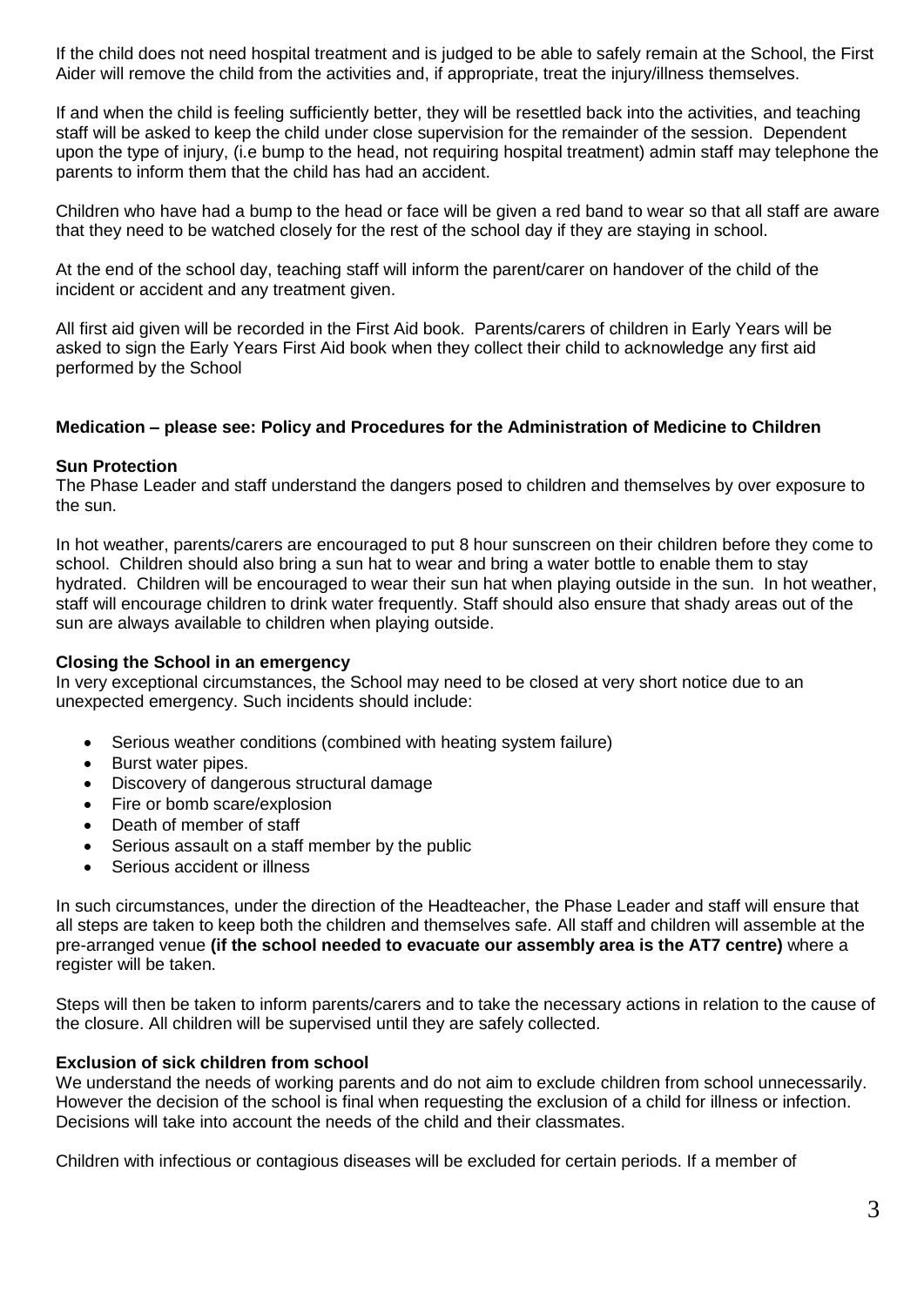If the child does not need hospital treatment and is judged to be able to safely remain at the School, the First Aider will remove the child from the activities and, if appropriate, treat the injury/illness themselves.

If and when the child is feeling sufficiently better, they will be resettled back into the activities, and teaching staff will be asked to keep the child under close supervision for the remainder of the session. Dependent upon the type of injury, (i.e bump to the head, not requiring hospital treatment) admin staff may telephone the parents to inform them that the child has had an accident.

Children who have had a bump to the head or face will be given a red band to wear so that all staff are aware that they need to be watched closely for the rest of the school day if they are staying in school.

At the end of the school day, teaching staff will inform the parent/carer on handover of the child of the incident or accident and any treatment given.

All first aid given will be recorded in the First Aid book. Parents/carers of children in Early Years will be asked to sign the Early Years First Aid book when they collect their child to acknowledge any first aid performed by the School

**Medication – please see: Policy and Procedures for the Administration of Medicine to Children**

**Sun Protection**

The Phase Leader and staff understand the dangers posed to children and themselves by over exposure to the sun.

In hot weather, parents/carers are encouraged to put 8 hour sunscreen on their children before they come to school. Children should also bring a sun hat to wear and bring a water bottle to enable them to stay hydrated. Children will be encouraged to wear their sun hat when playing outside in the sun. In hot weather, staff will encourage children to drink water frequently. Staff should also ensure that shady areas out of the sun are always available to children when playing outside.

**Closing the School in an emergency**

In very exceptional circumstances, the School may need to be closed at very short notice due to an unexpected emergency. Such incidents should include:

- Serious weather conditions (combined with heating system failure)
- Burst water pipes.
- Discovery of dangerous structural damage
- Fire or bomb scare/explosion
- Death of member of staff
- Serious assault on a staff member by the public
- Serious accident or illness

In such circumstances, under the direction of the Headteacher, the Phase Leader and staff will ensure that all steps are taken to keep both the children and themselves safe. All staff and children will assemble at the pre-arranged venue **(if the school needed to evacuate our assembly area is the AT7 centre)** where a register will be taken.

Steps will then be taken to inform parents/carers and to take the necessary actions in relation to the cause of the closure. All children will be supervised until they are safely collected.

**Exclusion of sick children from school**

We understand the needs of working parents and do not aim to exclude children from school unnecessarily. However the decision of the school is final when requesting the exclusion of a child for illness or infection. Decisions will take into account the needs of the child and their classmates.

Children with infectious or contagious diseases will be excluded for certain periods. If a member of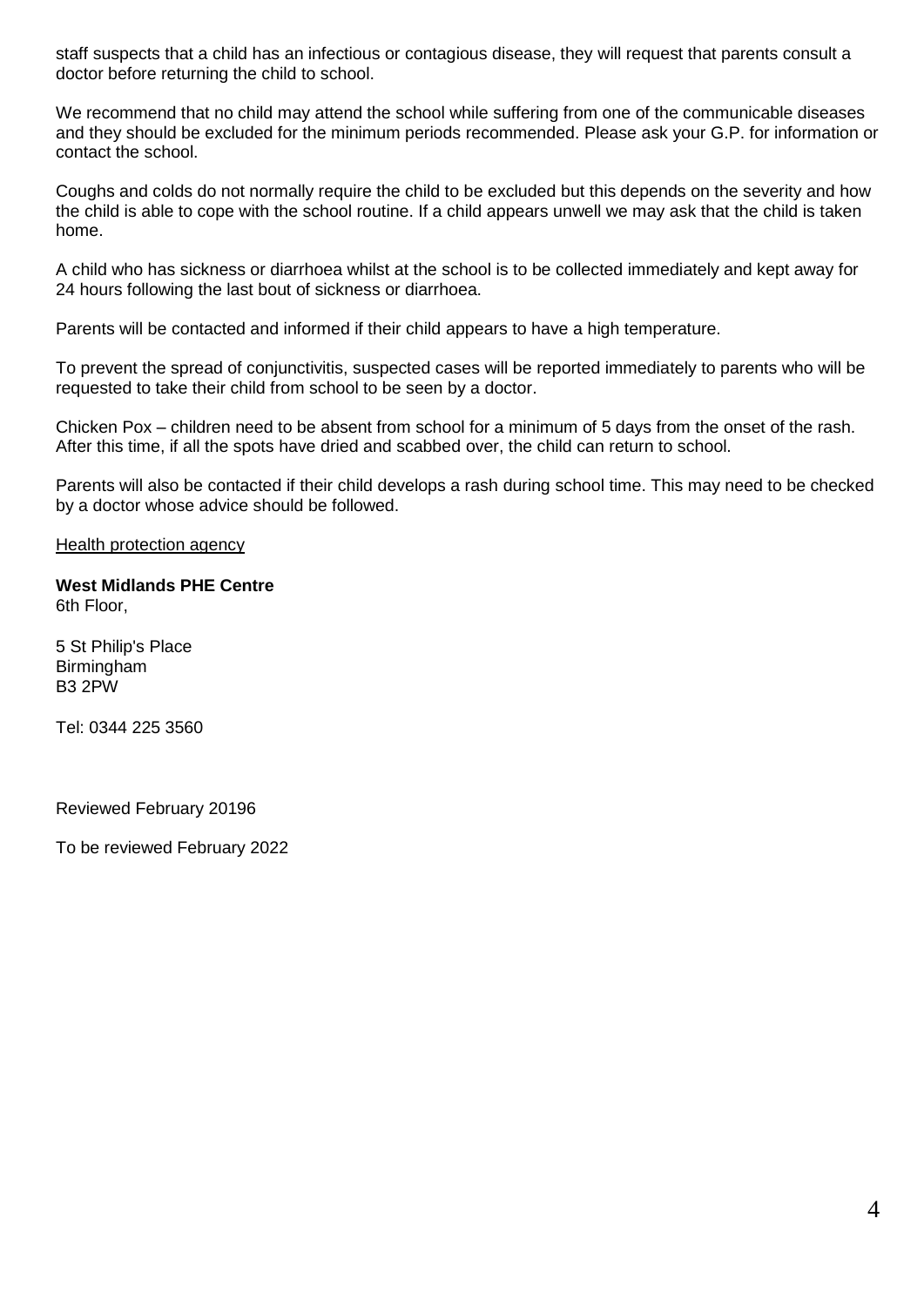staff suspects that a child has an infectious or contagious disease, they will request that parents consult a doctor before returning the child to school.

We recommend that no child may attend the school while suffering from one of the communicable diseases and they should be excluded for the minimum periods recommended. Please ask your G.P. for information or contact the school.

Coughs and colds do not normally require the child to be excluded but this depends on the severity and how the child is able to cope with the school routine. If a child appears unwell we may ask that the child is taken home.

A child who has sickness or diarrhoea whilst at the school is to be collected immediately and kept away for 24 hours following the last bout of sickness or diarrhoea.

Parents will be contacted and informed if their child appears to have a high temperature.

To prevent the spread of conjunctivitis, suspected cases will be reported immediately to parents who will be requested to take their child from school to be seen by a doctor.

Chicken Pox – children need to be absent from school for a minimum of 5 days from the onset of the rash. After this time, if all the spots have dried and scabbed over, the child can return to school.

Parents will also be contacted if their child develops a rash during school time. This may need to be checked by a doctor whose advice should be followed.

<u>Health protection agency</u>

**West Midlands PHE Centre**
6th Floor,

5 St Philip's Place
Birmingham
B3 2PW

Tel: 0344 225 3560

Reviewed February 20196

To be reviewed February 2022